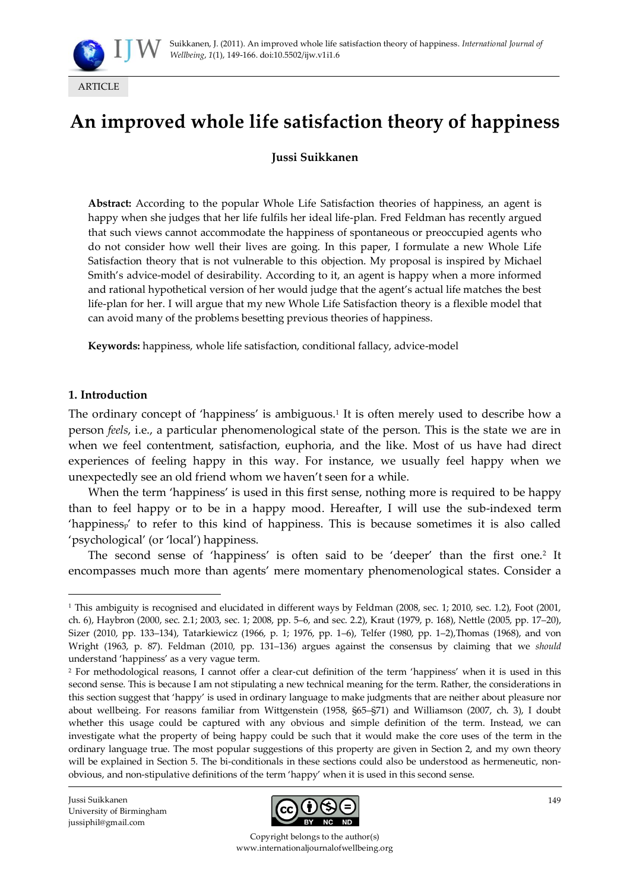ARTICLE

# An improved whole life satisfaction theory of happiness

**Jussi Suikkanen**

**Abstract:** According to the popular Whole Life Satisfaction theories of happiness, an agent is happy when she judges that her life fulfils her ideal life-plan. Fred Feldman has recently argued that such views cannot accommodate the happiness of spontaneous or preoccupied agents who do not consider how well their lives are going. In this paper, I formulate a new Whole Life Satisfaction theory that is not vulnerable to this objection. My proposal is inspired by Michael Smith's advice-model of desirability. According to it, an agent is happy when a more informed and rational hypothetical version of her would judge that the agent's actual life matches the best life-plan for her. I will argue that my new Whole Life Satisfaction theory is a flexible model that can avoid many of the problems besetting previous theories of happiness.

**Keywords:** happiness, whole life satisfaction, conditional fallacy, advice-model

## 1. Introduction

The ordinary concept of 'happiness' is ambiguous.[1] It is often merely used to describe how a person *feels*, i.e., a particular phenomenological state of the person. This is the state we are in when we feel contentment, satisfaction, euphoria, and the like. Most of us have had direct experiences of feeling happy in this way. For instance, we usually feel happy when we unexpectedly see an old friend whom we haven't seen for a while.

When the term 'happiness' is used in this first sense, nothing more is required to be happy than to feel happy or to be in a happy mood. Hereafter, I will use the sub-indexed term 'happiness$_p$' to refer to this kind of happiness. This is because sometimes it is also called 'psychological' (or 'local') happiness.

The second sense of 'happiness' is often said to be 'deeper' than the first one.[2] It encompasses much more than agents' mere momentary phenomenological states. Consider a

---

[1] This ambiguity is recognised and elucidated in different ways by Feldman (2008, sec. 1; 2010, sec. 1.2), Foot (2001, ch. 6), Haybron (2000, sec. 2.1; 2003, sec. 1; 2008, pp. 5–6, and sec. 2.2), Kraut (1979, p. 168), Nettle (2005, pp. 17–20), Sizer (2010, pp. 133–134), Tatarkiewicz (1966, p. 1; 1976, pp. 1–6), Telfer (1980, pp. 1–2),Thomas (1968), and von Wright (1963, p. 87). Feldman (2010, pp. 131–136) argues against the consensus by claiming that we *should* understand 'happiness' as a very vague term.

[2] For methodological reasons, I cannot offer a clear-cut definition of the term 'happiness' when it is used in this second sense. This is because I am not stipulating a new technical meaning for the term. Rather, the considerations in this section suggest that 'happy' is used in ordinary language to make judgments that are neither about pleasure nor about wellbeing. For reasons familiar from Wittgenstein (1958, §65–§71) and Williamson (2007, ch. 3), I doubt whether this usage could be captured with any obvious and simple definition of the term. Instead, we can investigate what the property of being happy could be such that it would make the core uses of the term in the ordinary language true. The most popular suggestions of this property are given in Section 2, and my own theory will be explained in Section 5. The bi-conditionals in these sections could also be understood as hermeneutic, non-obvious, and non-stipulative definitions of the term 'happy' when it is used in this second sense.

Jussi Suikkanen
University of Birmingham
jussiphil@gmail.com

Copyright belongs to the author(s)
www.internationaljournalofwellbeing.org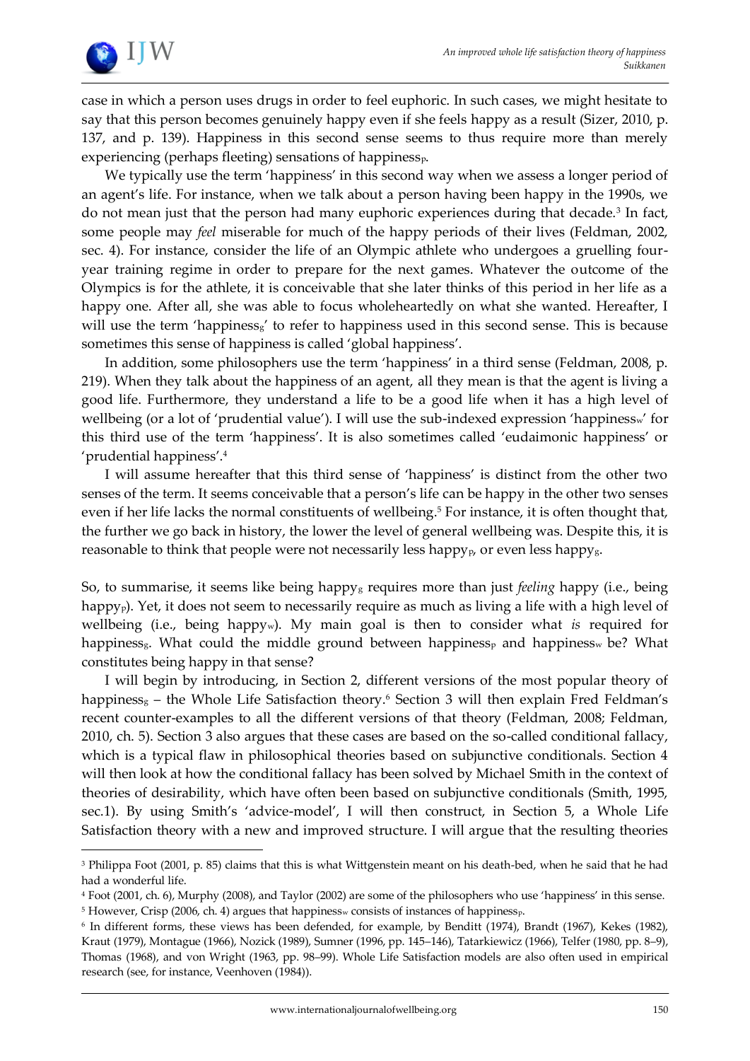case in which a person uses drugs in order to feel euphoric. In such cases, we might hesitate to say that this person becomes genuinely happy even if she feels happy as a result (Sizer, 2010, p. 137, and p. 139). Happiness in this second sense seems to thus require more than merely experiencing (perhaps fleeting) sensations of happiness$_P$.

We typically use the term 'happiness' in this second way when we assess a longer period of an agent's life. For instance, when we talk about a person having been happy in the 1990s, we do not mean just that the person had many euphoric experiences during that decade.[3] In fact, some people may *feel* miserable for much of the happy periods of their lives (Feldman, 2002, sec. 4). For instance, consider the life of an Olympic athlete who undergoes a gruelling four-year training regime in order to prepare for the next games. Whatever the outcome of the Olympics is for the athlete, it is conceivable that she later thinks of this period in her life as a happy one. After all, she was able to focus wholeheartedly on what she wanted. Hereafter, I will use the term 'happiness$_g$' to refer to happiness used in this second sense. This is because sometimes this sense of happiness is called 'global happiness'.

In addition, some philosophers use the term 'happiness' in a third sense (Feldman, 2008, p. 219). When they talk about the happiness of an agent, all they mean is that the agent is living a good life. Furthermore, they understand a life to be a good life when it has a high level of wellbeing (or a lot of 'prudential value'). I will use the sub-indexed expression 'happiness$_w$' for this third use of the term 'happiness'. It is also sometimes called 'eudaimonic happiness' or 'prudential happiness'.[4]

I will assume hereafter that this third sense of 'happiness' is distinct from the other two senses of the term. It seems conceivable that a person's life can be happy in the other two senses even if her life lacks the normal constituents of wellbeing.[5] For instance, it is often thought that, the further we go back in history, the lower the level of general wellbeing was. Despite this, it is reasonable to think that people were not necessarily less happy$_P$, or even less happy$_g$.

So, to summarise, it seems like being happy$_g$ requires more than just *feeling* happy (i.e., being happy$_P$). Yet, it does not seem to necessarily require as much as living a life with a high level of wellbeing (i.e., being happy$_w$). My main goal is then to consider what *is* required for happiness$_g$. What could the middle ground between happiness$_P$ and happiness$_w$ be? What constitutes being happy in that sense?

I will begin by introducing, in Section 2, different versions of the most popular theory of happiness$_g$ – the Whole Life Satisfaction theory.[6] Section 3 will then explain Fred Feldman's recent counter-examples to all the different versions of that theory (Feldman, 2008; Feldman, 2010, ch. 5). Section 3 also argues that these cases are based on the so-called conditional fallacy, which is a typical flaw in philosophical theories based on subjunctive conditionals. Section 4 will then look at how the conditional fallacy has been solved by Michael Smith in the context of theories of desirability, which have often been based on subjunctive conditionals (Smith, 1995, sec.1). By using Smith's 'advice-model', I will then construct, in Section 5, a Whole Life Satisfaction theory with a new and improved structure. I will argue that the resulting theories

---

[3] Philippa Foot (2001, p. 85) claims that this is what Wittgenstein meant on his death-bed, when he said that he had had a wonderful life.

[4] Foot (2001, ch. 6), Murphy (2008), and Taylor (2002) are some of the philosophers who use 'happiness' in this sense.

[5] However, Crisp (2006, ch. 4) argues that happiness$_w$ consists of instances of happiness$_P$.

[6] In different forms, these views has been defended, for example, by Benditt (1974), Brandt (1967), Kekes (1982), Kraut (1979), Montague (1966), Nozick (1989), Sumner (1996, pp. 145–146), Tatarkiewicz (1966), Telfer (1980, pp. 8–9), Thomas (1968), and von Wright (1963, pp. 98–99). Whole Life Satisfaction models are also often used in empirical research (see, for instance, Veenhoven (1984)).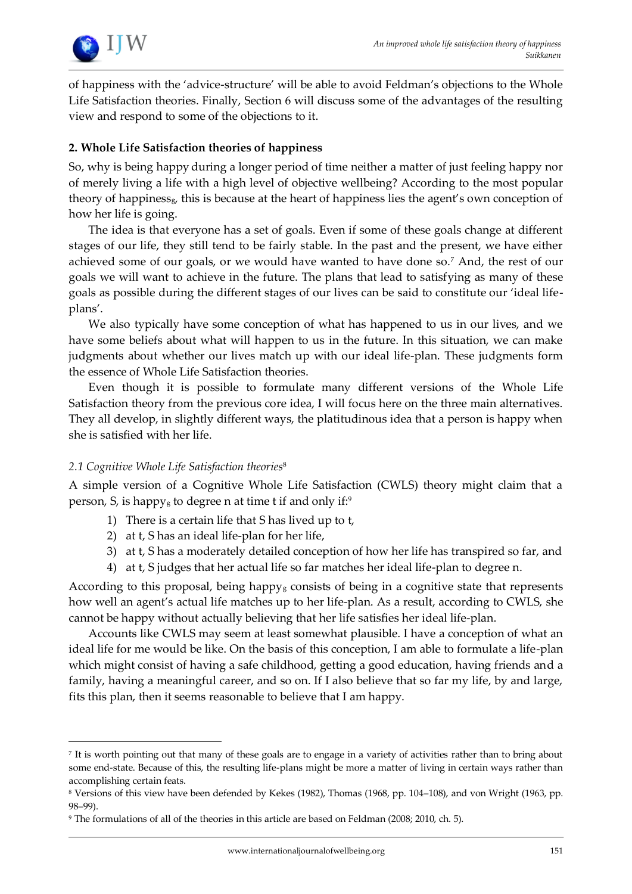of happiness with the 'advice-structure' will be able to avoid Feldman's objections to the Whole Life Satisfaction theories. Finally, Section 6 will discuss some of the advantages of the resulting view and respond to some of the objections to it.

## 2. Whole Life Satisfaction theories of happiness

So, why is being happy during a longer period of time neither a matter of just feeling happy nor of merely living a life with a high level of objective wellbeing? According to the most popular theory of happiness$_g$, this is because at the heart of happiness lies the agent's own conception of how her life is going.

The idea is that everyone has a set of goals. Even if some of these goals change at different stages of our life, they still tend to be fairly stable. In the past and the present, we have either achieved some of our goals, or we would have wanted to have done so.[7] And, the rest of our goals we will want to achieve in the future. The plans that lead to satisfying as many of these goals as possible during the different stages of our lives can be said to constitute our 'ideal life-plans'.

We also typically have some conception of what has happened to us in our lives, and we have some beliefs about what will happen to us in the future. In this situation, we can make judgments about whether our lives match up with our ideal life-plan. These judgments form the essence of Whole Life Satisfaction theories.

Even though it is possible to formulate many different versions of the Whole Life Satisfaction theory from the previous core idea, I will focus here on the three main alternatives. They all develop, in slightly different ways, the platitudinous idea that a person is happy when she is satisfied with her life.

### *2.1 Cognitive Whole Life Satisfaction theories*[8]

A simple version of a Cognitive Whole Life Satisfaction (CWLS) theory might claim that a person, S, is happy$_g$ to degree n at time t if and only if:[9]

1) There is a certain life that S has lived up to t,
2) at t, S has an ideal life-plan for her life,
3) at t, S has a moderately detailed conception of how her life has transpired so far, and
4) at t, S judges that her actual life so far matches her ideal life-plan to degree n.

According to this proposal, being happy$_g$ consists of being in a cognitive state that represents how well an agent's actual life matches up to her life-plan. As a result, according to CWLS, she cannot be happy without actually believing that her life satisfies her ideal life-plan.

Accounts like CWLS may seem at least somewhat plausible. I have a conception of what an ideal life for me would be like. On the basis of this conception, I am able to formulate a life-plan which might consist of having a safe childhood, getting a good education, having friends and a family, having a meaningful career, and so on. If I also believe that so far my life, by and large, fits this plan, then it seems reasonable to believe that I am happy.

---

[7] It is worth pointing out that many of these goals are to engage in a variety of activities rather than to bring about some end-state. Because of this, the resulting life-plans might be more a matter of living in certain ways rather than accomplishing certain feats.

[8] Versions of this view have been defended by Kekes (1982), Thomas (1968, pp. 104–108), and von Wright (1963, pp. 98–99).

[9] The formulations of all of the theories in this article are based on Feldman (2008; 2010, ch. 5).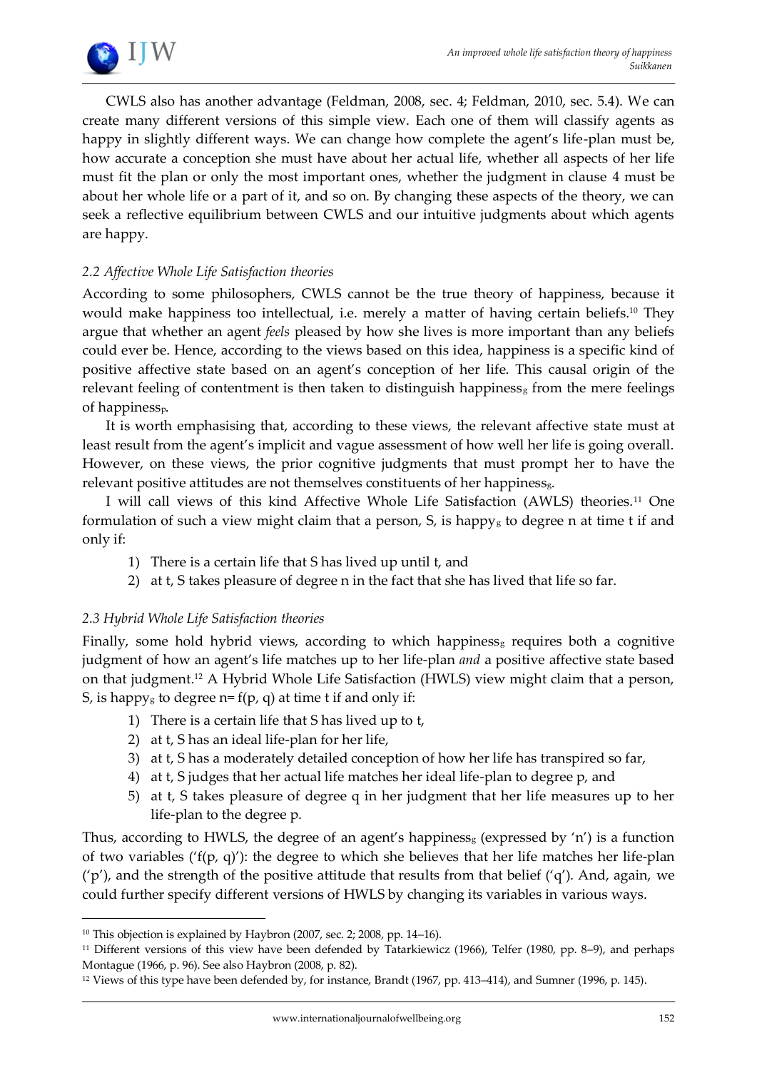CWLS also has another advantage (Feldman, 2008, sec. 4; Feldman, 2010, sec. 5.4). We can create many different versions of this simple view. Each one of them will classify agents as happy in slightly different ways. We can change how complete the agent's life-plan must be, how accurate a conception she must have about her actual life, whether all aspects of her life must fit the plan or only the most important ones, whether the judgment in clause 4 must be about her whole life or a part of it, and so on. By changing these aspects of the theory, we can seek a reflective equilibrium between CWLS and our intuitive judgments about which agents are happy.

### *2.2 Affective Whole Life Satisfaction theories*

According to some philosophers, CWLS cannot be the true theory of happiness, because it would make happiness too intellectual, i.e. merely a matter of having certain beliefs.[10] They argue that whether an agent *feels* pleased by how she lives is more important than any beliefs could ever be. Hence, according to the views based on this idea, happiness is a specific kind of positive affective state based on an agent's conception of her life. This causal origin of the relevant feeling of contentment is then taken to distinguish $\text{happiness}_g$ from the mere feelings of $\text{happiness}_p$.

It is worth emphasising that, according to these views, the relevant affective state must at least result from the agent's implicit and vague assessment of how well her life is going overall. However, on these views, the prior cognitive judgments that must prompt her to have the relevant positive attitudes are not themselves constituents of her $\text{happiness}_g$.

I will call views of this kind Affective Whole Life Satisfaction (AWLS) theories.[11] One formulation of such a view might claim that a person, S, is $\text{happy}_g$ to degree n at time t if and only if:

1) There is a certain life that S has lived up until t, and
2) at t, S takes pleasure of degree n in the fact that she has lived that life so far.

### *2.3 Hybrid Whole Life Satisfaction theories*

Finally, some hold hybrid views, according to which $\text{happiness}_g$ requires both a cognitive judgment of how an agent's life matches up to her life-plan *and* a positive affective state based on that judgment.[12] A Hybrid Whole Life Satisfaction (HWLS) view might claim that a person, S, is $\text{happy}_g$ to degree n= f(p, q) at time t if and only if:

1) There is a certain life that S has lived up to t,
2) at t, S has an ideal life-plan for her life,
3) at t, S has a moderately detailed conception of how her life has transpired so far,
4) at t, S judges that her actual life matches her ideal life-plan to degree p, and
5) at t, S takes pleasure of degree q in her judgment that her life measures up to her life-plan to the degree p.

Thus, according to HWLS, the degree of an agent's $\text{happiness}_g$ (expressed by 'n') is a function of two variables ('f(p, q)'): the degree to which she believes that her life matches her life-plan ('p'), and the strength of the positive attitude that results from that belief ('q'). And, again, we could further specify different versions of HWLS by changing its variables in various ways.

---

[10] This objection is explained by Haybron (2007, sec. 2; 2008, pp. 14–16).

[11] Different versions of this view have been defended by Tatarkiewicz (1966), Telfer (1980, pp. 8–9), and perhaps Montague (1966, p. 96). See also Haybron (2008, p. 82).

[12] Views of this type have been defended by, for instance, Brandt (1967, pp. 413–414), and Sumner (1996, p. 145).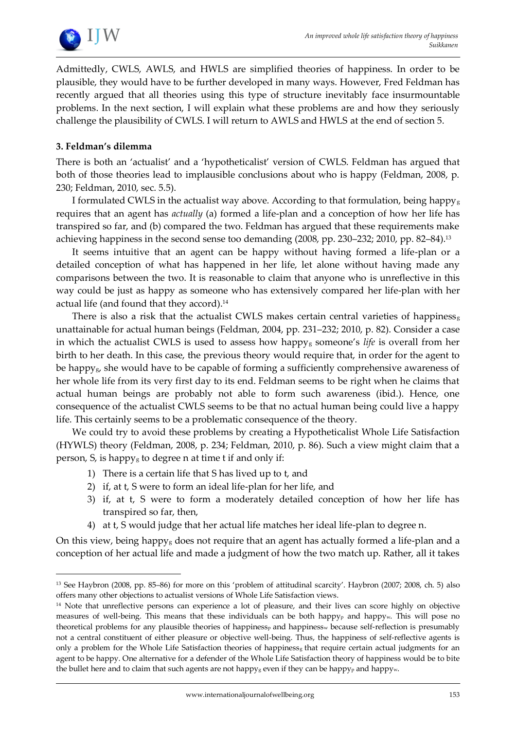Admittedly, CWLS, AWLS, and HWLS are simplified theories of happiness. In order to be plausible, they would have to be further developed in many ways. However, Fred Feldman has recently argued that all theories using this type of structure inevitably face insurmountable problems. In the next section, I will explain what these problems are and how they seriously challenge the plausibility of CWLS. I will return to AWLS and HWLS at the end of section 5.

### 3. Feldman's dilemma

There is both an 'actualist' and a 'hypotheticalist' version of CWLS. Feldman has argued that both of those theories lead to implausible conclusions about who is happy (Feldman, 2008, p. 230; Feldman, 2010, sec. 5.5).

I formulated CWLS in the actualist way above. According to that formulation, being happy$_g$ requires that an agent has *actually* (a) formed a life-plan and a conception of how her life has transpired so far, and (b) compared the two. Feldman has argued that these requirements make achieving happiness in the second sense too demanding (2008, pp. 230–232; 2010, pp. 82–84).[13]

It seems intuitive that an agent can be happy without having formed a life-plan or a detailed conception of what has happened in her life, let alone without having made any comparisons between the two. It is reasonable to claim that anyone who is unreflective in this way could be just as happy as someone who has extensively compared her life-plan with her actual life (and found that they accord).[14]

There is also a risk that the actualist CWLS makes certain central varieties of happiness$_g$ unattainable for actual human beings (Feldman, 2004, pp. 231–232; 2010, p. 82). Consider a case in which the actualist CWLS is used to assess how happy$_g$ someone's *life* is overall from her birth to her death. In this case, the previous theory would require that, in order for the agent to be happy$_g$, she would have to be capable of forming a sufficiently comprehensive awareness of her whole life from its very first day to its end. Feldman seems to be right when he claims that actual human beings are probably not able to form such awareness (ibid.). Hence, one consequence of the actualist CWLS seems to be that no actual human being could live a happy life. This certainly seems to be a problematic consequence of the theory.

We could try to avoid these problems by creating a Hypotheticalist Whole Life Satisfaction (HYWLS) theory (Feldman, 2008, p. 234; Feldman, 2010, p. 86). Such a view might claim that a person, S, is happy$_g$ to degree n at time t if and only if:

1) There is a certain life that S has lived up to t, and
2) if, at t, S were to form an ideal life-plan for her life, and
3) if, at t, S were to form a moderately detailed conception of how her life has transpired so far, then,
4) at t, S would judge that her actual life matches her ideal life-plan to degree n.

On this view, being happy$_g$ does not require that an agent has actually formed a life-plan and a conception of her actual life and made a judgment of how the two match up. Rather, all it takes

---

[13] See Haybron (2008, pp. 85–86) for more on this 'problem of attitudinal scarcity'. Haybron (2007; 2008, ch. 5) also offers many other objections to actualist versions of Whole Life Satisfaction views.

[14] Note that unreflective persons can experience a lot of pleasure, and their lives can score highly on objective measures of well-being. This means that these individuals can be both happy$_p$ and happy$_w$. This will pose no theoretical problems for any plausible theories of happiness$_p$ and happiness$_w$ because self-reflection is presumably not a central constituent of either pleasure or objective well-being. Thus, the happiness of self-reflective agents is only a problem for the Whole Life Satisfaction theories of happiness$_g$ that require certain actual judgments for an agent to be happy. One alternative for a defender of the Whole Life Satisfaction theory of happiness would be to bite the bullet here and to claim that such agents are not happy$_g$ even if they can be happy$_p$ and happy$_w$.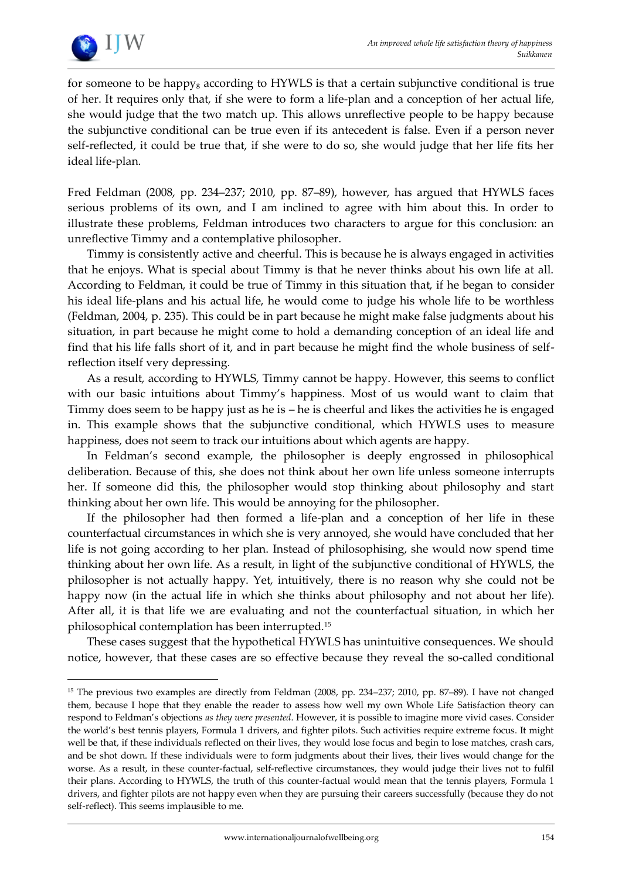for someone to be happy$_g$ according to HYWLS is that a certain subjunctive conditional is true of her. It requires only that, if she were to form a life-plan and a conception of her actual life, she would judge that the two match up. This allows unreflective people to be happy because the subjunctive conditional can be true even if its antecedent is false. Even if a person never self-reflected, it could be true that, if she were to do so, she would judge that her life fits her ideal life-plan.

Fred Feldman (2008, pp. 234–237; 2010, pp. 87–89), however, has argued that HYWLS faces serious problems of its own, and I am inclined to agree with him about this. In order to illustrate these problems, Feldman introduces two characters to argue for this conclusion: an unreflective Timmy and a contemplative philosopher.

Timmy is consistently active and cheerful. This is because he is always engaged in activities that he enjoys. What is special about Timmy is that he never thinks about his own life at all. According to Feldman, it could be true of Timmy in this situation that, if he began to consider his ideal life-plans and his actual life, he would come to judge his whole life to be worthless (Feldman, 2004, p. 235). This could be in part because he might make false judgments about his situation, in part because he might come to hold a demanding conception of an ideal life and find that his life falls short of it, and in part because he might find the whole business of self-reflection itself very depressing.

As a result, according to HYWLS, Timmy cannot be happy. However, this seems to conflict with our basic intuitions about Timmy's happiness. Most of us would want to claim that Timmy does seem to be happy just as he is – he is cheerful and likes the activities he is engaged in. This example shows that the subjunctive conditional, which HYWLS uses to measure happiness, does not seem to track our intuitions about which agents are happy.

In Feldman's second example, the philosopher is deeply engrossed in philosophical deliberation. Because of this, she does not think about her own life unless someone interrupts her. If someone did this, the philosopher would stop thinking about philosophy and start thinking about her own life. This would be annoying for the philosopher.

If the philosopher had then formed a life-plan and a conception of her life in these counterfactual circumstances in which she is very annoyed, she would have concluded that her life is not going according to her plan. Instead of philosophising, she would now spend time thinking about her own life. As a result, in light of the subjunctive conditional of HYWLS, the philosopher is not actually happy. Yet, intuitively, there is no reason why she could not be happy now (in the actual life in which she thinks about philosophy and not about her life). After all, it is that life we are evaluating and not the counterfactual situation, in which her philosophical contemplation has been interrupted.[15]

These cases suggest that the hypothetical HYWLS has unintuitive consequences. We should notice, however, that these cases are so effective because they reveal the so-called conditional

---

[15] The previous two examples are directly from Feldman (2008, pp. 234–237; 2010, pp. 87–89). I have not changed them, because I hope that they enable the reader to assess how well my own Whole Life Satisfaction theory can respond to Feldman's objections *as they were presented*. However, it is possible to imagine more vivid cases. Consider the world's best tennis players, Formula 1 drivers, and fighter pilots. Such activities require extreme focus. It might well be that, if these individuals reflected on their lives, they would lose focus and begin to lose matches, crash cars, and be shot down. If these individuals were to form judgments about their lives, their lives would change for the worse. As a result, in these counter-factual, self-reflective circumstances, they would judge their lives not to fulfil their plans. According to HYWLS, the truth of this counter-factual would mean that the tennis players, Formula 1 drivers, and fighter pilots are not happy even when they are pursuing their careers successfully (because they do not self-reflect). This seems implausible to me.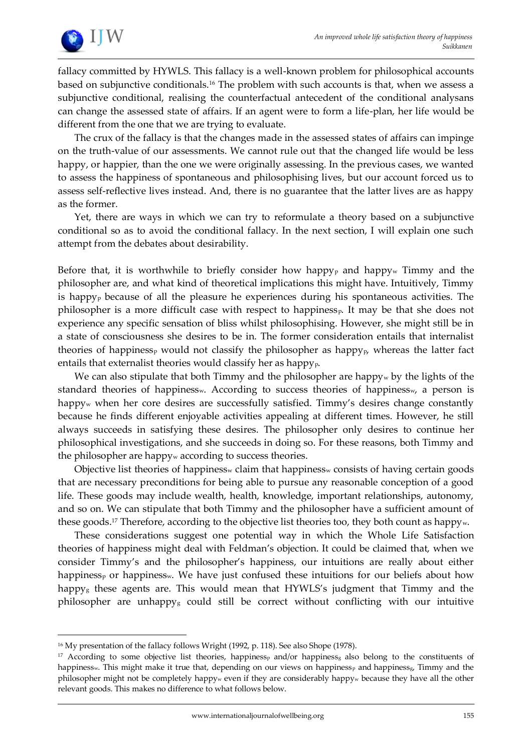fallacy committed by HYWLS. This fallacy is a well-known problem for philosophical accounts based on subjunctive conditionals.[16] The problem with such accounts is that, when we assess a subjunctive conditional, realising the counterfactual antecedent of the conditional analysans can change the assessed state of affairs. If an agent were to form a life-plan, her life would be different from the one that we are trying to evaluate.

The crux of the fallacy is that the changes made in the assessed states of affairs can impinge on the truth-value of our assessments. We cannot rule out that the changed life would be less happy, or happier, than the one we were originally assessing. In the previous cases, we wanted to assess the happiness of spontaneous and philosophising lives, but our account forced us to assess self-reflective lives instead. And, there is no guarantee that the latter lives are as happy as the former.

Yet, there are ways in which we can try to reformulate a theory based on a subjunctive conditional so as to avoid the conditional fallacy. In the next section, I will explain one such attempt from the debates about desirability.

Before that, it is worthwhile to briefly consider how happy$_P$ and happy$_w$ Timmy and the philosopher are, and what kind of theoretical implications this might have. Intuitively, Timmy is happy$_P$ because of all the pleasure he experiences during his spontaneous activities. The philosopher is a more difficult case with respect to happiness$_P$. It may be that she does not experience any specific sensation of bliss whilst philosophising. However, she might still be in a state of consciousness she desires to be in. The former consideration entails that internalist theories of happiness$_P$ would not classify the philosopher as happy$_P$, whereas the latter fact entails that externalist theories would classify her as happy$_P$.

We can also stipulate that both Timmy and the philosopher are happy$_w$ by the lights of the standard theories of happiness$_w$. According to success theories of happiness$_w$, a person is happy$_w$ when her core desires are successfully satisfied. Timmy's desires change constantly because he finds different enjoyable activities appealing at different times. However, he still always succeeds in satisfying these desires. The philosopher only desires to continue her philosophical investigations, and she succeeds in doing so. For these reasons, both Timmy and the philosopher are happy$_w$ according to success theories.

Objective list theories of happiness$_w$ claim that happiness$_w$ consists of having certain goods that are necessary preconditions for being able to pursue any reasonable conception of a good life. These goods may include wealth, health, knowledge, important relationships, autonomy, and so on. We can stipulate that both Timmy and the philosopher have a sufficient amount of these goods.[17] Therefore, according to the objective list theories too, they both count as happy$_w$.

These considerations suggest one potential way in which the Whole Life Satisfaction theories of happiness might deal with Feldman's objection. It could be claimed that, when we consider Timmy's and the philosopher's happiness, our intuitions are really about either happiness$_P$ or happiness$_w$. We have just confused these intuitions for our beliefs about how happy$_g$ these agents are. This would mean that HYWLS's judgment that Timmy and the philosopher are unhappy$_g$ could still be correct without conflicting with our intuitive

---

[16] My presentation of the fallacy follows Wright (1992, p. 118). See also Shope (1978).

[17] According to some objective list theories, happiness$_P$ and/or happiness$_g$ also belong to the constituents of happiness$_w$. This might make it true that, depending on our views on happiness$_P$ and happiness$_g$, Timmy and the philosopher might not be completely happy$_w$ even if they are considerably happy$_w$ because they have all the other relevant goods. This makes no difference to what follows below.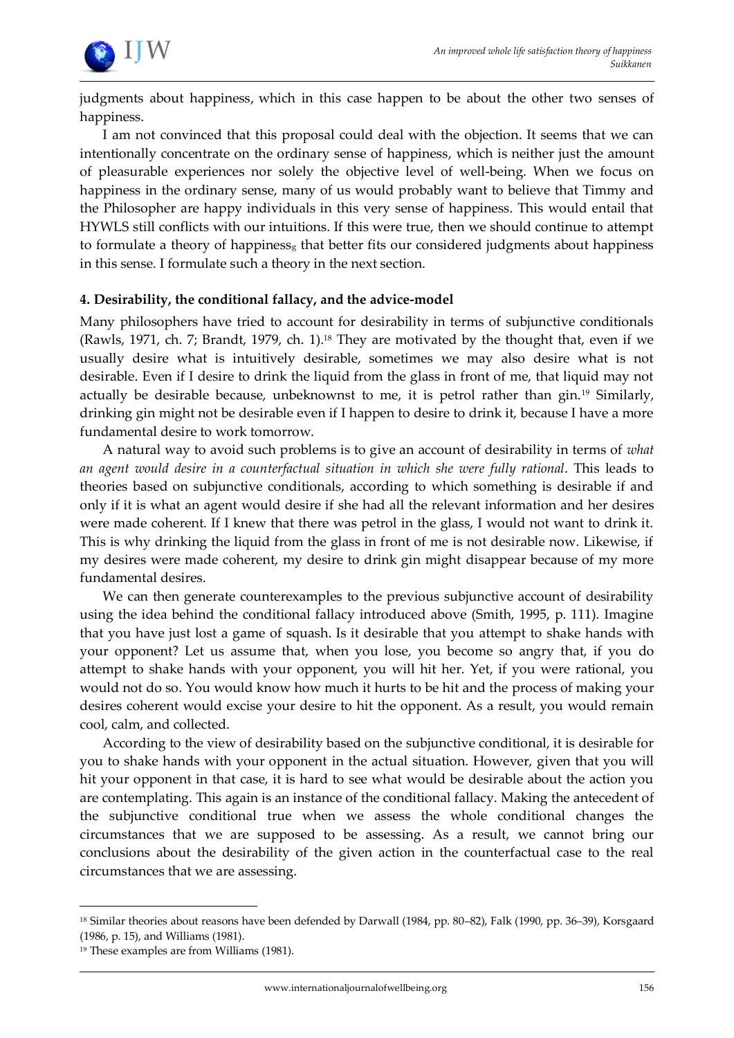judgments about happiness, which in this case happen to be about the other two senses of happiness.

I am not convinced that this proposal could deal with the objection. It seems that we can intentionally concentrate on the ordinary sense of happiness, which is neither just the amount of pleasurable experiences nor solely the objective level of well-being. When we focus on happiness in the ordinary sense, many of us would probably want to believe that Timmy and the Philosopher are happy individuals in this very sense of happiness. This would entail that HYWLS still conflicts with our intuitions. If this were true, then we should continue to attempt to formulate a theory of happiness$_g$ that better fits our considered judgments about happiness in this sense. I formulate such a theory in the next section.

**4. Desirability, the conditional fallacy, and the advice-model**

Many philosophers have tried to account for desirability in terms of subjunctive conditionals (Rawls, 1971, ch. 7; Brandt, 1979, ch. 1).[18] They are motivated by the thought that, even if we usually desire what is intuitively desirable, sometimes we may also desire what is not desirable. Even if I desire to drink the liquid from the glass in front of me, that liquid may not actually be desirable because, unbeknownst to me, it is petrol rather than gin.[19] Similarly, drinking gin might not be desirable even if I happen to desire to drink it, because I have a more fundamental desire to work tomorrow.

A natural way to avoid such problems is to give an account of desirability in terms of *what an agent would desire in a counterfactual situation in which she were fully rational*. This leads to theories based on subjunctive conditionals, according to which something is desirable if and only if it is what an agent would desire if she had all the relevant information and her desires were made coherent. If I knew that there was petrol in the glass, I would not want to drink it. This is why drinking the liquid from the glass in front of me is not desirable now. Likewise, if my desires were made coherent, my desire to drink gin might disappear because of my more fundamental desires.

We can then generate counterexamples to the previous subjunctive account of desirability using the idea behind the conditional fallacy introduced above (Smith, 1995, p. 111). Imagine that you have just lost a game of squash. Is it desirable that you attempt to shake hands with your opponent? Let us assume that, when you lose, you become so angry that, if you do attempt to shake hands with your opponent, you will hit her. Yet, if you were rational, you would not do so. You would know how much it hurts to be hit and the process of making your desires coherent would excise your desire to hit the opponent. As a result, you would remain cool, calm, and collected.

According to the view of desirability based on the subjunctive conditional, it is desirable for you to shake hands with your opponent in the actual situation. However, given that you will hit your opponent in that case, it is hard to see what would be desirable about the action you are contemplating. This again is an instance of the conditional fallacy. Making the antecedent of the subjunctive conditional true when we assess the whole conditional changes the circumstances that we are supposed to be assessing. As a result, we cannot bring our conclusions about the desirability of the given action in the counterfactual case to the real circumstances that we are assessing.

---

[18] Similar theories about reasons have been defended by Darwall (1984, pp. 80–82), Falk (1990, pp. 36–39), Korsgaard (1986, p. 15), and Williams (1981).

[19] These examples are from Williams (1981).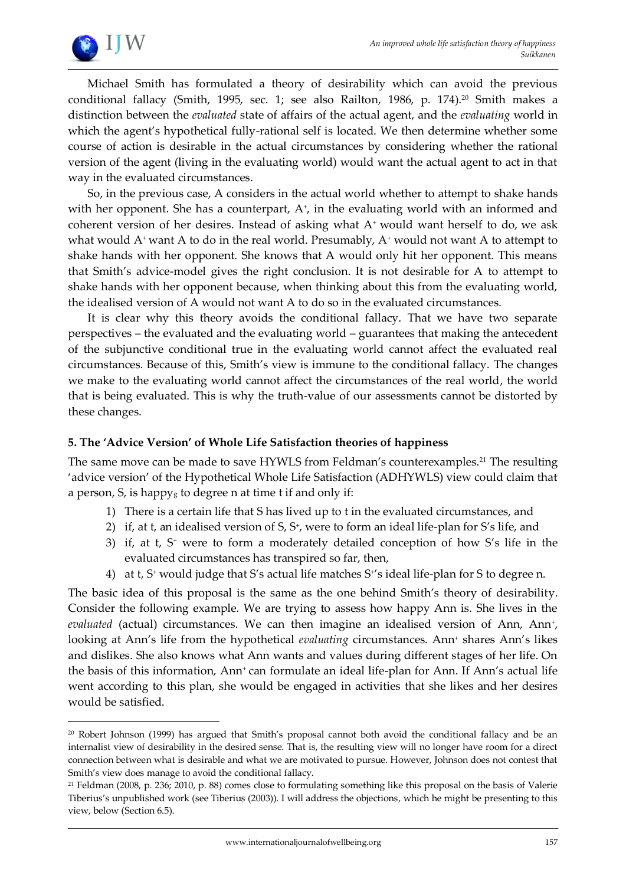Michael Smith has formulated a theory of desirability which can avoid the previous conditional fallacy (Smith, 1995, sec. 1; see also Railton, 1986, p. 174).[20] Smith makes a distinction between the *evaluated* state of affairs of the actual agent, and the *evaluating* world in which the agent's hypothetical fully-rational self is located. We then determine whether some course of action is desirable in the actual circumstances by considering whether the rational version of the agent (living in the evaluating world) would want the actual agent to act in that way in the evaluated circumstances.

So, in the previous case, A considers in the actual world whether to attempt to shake hands with her opponent. She has a counterpart, $A^+$, in the evaluating world with an informed and coherent version of her desires. Instead of asking what $A^+$ would want herself to do, we ask what would $A^+$ want A to do in the real world. Presumably, $A^+$ would not want A to attempt to shake hands with her opponent. She knows that A would only hit her opponent. This means that Smith's advice-model gives the right conclusion. It is not desirable for A to attempt to shake hands with her opponent because, when thinking about this from the evaluating world, the idealised version of A would not want A to do so in the evaluated circumstances.

It is clear why this theory avoids the conditional fallacy. That we have two separate perspectives – the evaluated and the evaluating world – guarantees that making the antecedent of the subjunctive conditional true in the evaluating world cannot affect the evaluated real circumstances. Because of this, Smith's view is immune to the conditional fallacy. The changes we make to the evaluating world cannot affect the circumstances of the real world, the world that is being evaluated. This is why the truth-value of our assessments cannot be distorted by these changes.

### 5. The 'Advice Version' of Whole Life Satisfaction theories of happiness

The same move can be made to save HYWLS from Feldman's counterexamples.[21] The resulting 'advice version' of the Hypothetical Whole Life Satisfaction (ADHYWLS) view could claim that a person, S, is $\text{happy}_g$ to degree n at time t if and only if:

1) There is a certain life that S has lived up to t in the evaluated circumstances, and
2) if, at t, an idealised version of S, $S^+$, were to form an ideal life-plan for S's life, and
3) if, at t, $S^+$ were to form a moderately detailed conception of how S's life in the evaluated circumstances has transpired so far, then,
4) at t, $S^+$ would judge that S's actual life matches $S^+$'s ideal life-plan for S to degree n.

The basic idea of this proposal is the same as the one behind Smith's theory of desirability. Consider the following example. We are trying to assess how happy Ann is. She lives in the *evaluated* (actual) circumstances. We can then imagine an idealised version of Ann, $\text{Ann}^+$, looking at Ann's life from the hypothetical *evaluating* circumstances. $\text{Ann}^+$ shares Ann's likes and dislikes. She also knows what Ann wants and values during different stages of her life. On the basis of this information, $\text{Ann}^+$ can formulate an ideal life-plan for Ann. If Ann's actual life went according to this plan, she would be engaged in activities that she likes and her desires would be satisfied.

---

[20] Robert Johnson (1999) has argued that Smith's proposal cannot both avoid the conditional fallacy and be an internalist view of desirability in the desired sense. That is, the resulting view will no longer have room for a direct connection between what is desirable and what we are motivated to pursue. However, Johnson does not contest that Smith's view does manage to avoid the conditional fallacy.

[21] Feldman (2008, p. 236; 2010, p. 88) comes close to formulating something like this proposal on the basis of Valerie Tiberius's unpublished work (see Tiberius (2003)). I will address the objections, which he might be presenting to this view, below (Section 6.5).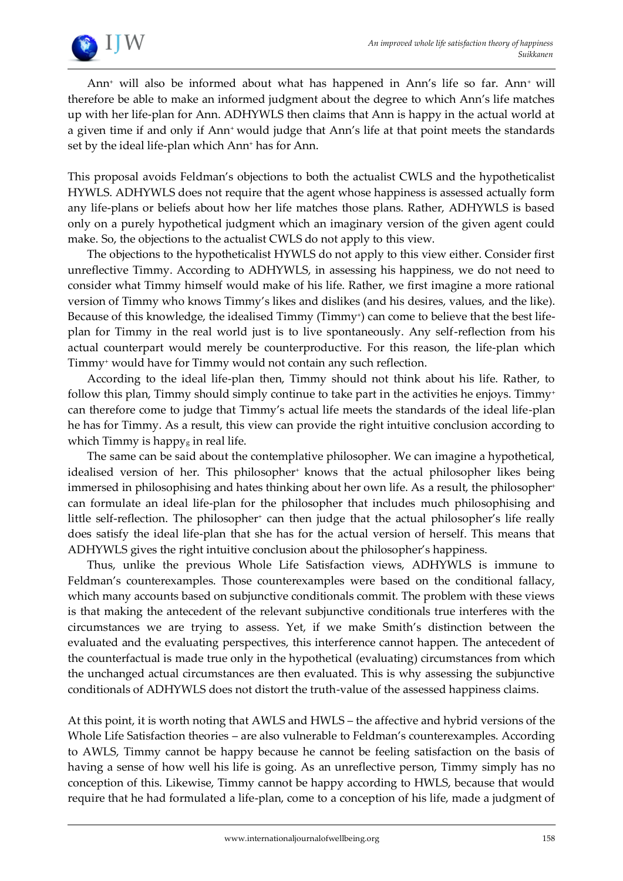Ann$^{+}$ will also be informed about what has happened in Ann's life so far. Ann$^{+}$ will therefore be able to make an informed judgment about the degree to which Ann's life matches up with her life-plan for Ann. ADHYWLS then claims that Ann is happy in the actual world at a given time if and only if Ann$^{+}$ would judge that Ann's life at that point meets the standards set by the ideal life-plan which Ann$^{+}$ has for Ann.

This proposal avoids Feldman's objections to both the actualist CWLS and the hypotheticalist HYWLS. ADHYWLS does not require that the agent whose happiness is assessed actually form any life-plans or beliefs about how her life matches those plans. Rather, ADHYWLS is based only on a purely hypothetical judgment which an imaginary version of the given agent could make. So, the objections to the actualist CWLS do not apply to this view.

The objections to the hypotheticalist HYWLS do not apply to this view either. Consider first unreflective Timmy. According to ADHYWLS, in assessing his happiness, we do not need to consider what Timmy himself would make of his life. Rather, we first imagine a more rational version of Timmy who knows Timmy's likes and dislikes (and his desires, values, and the like). Because of this knowledge, the idealised Timmy (Timmy$^{+}$) can come to believe that the best life-plan for Timmy in the real world just is to live spontaneously. Any self-reflection from his actual counterpart would merely be counterproductive. For this reason, the life-plan which Timmy$^{+}$ would have for Timmy would not contain any such reflection.

According to the ideal life-plan then, Timmy should not think about his life. Rather, to follow this plan, Timmy should simply continue to take part in the activities he enjoys. Timmy$^{+}$ can therefore come to judge that Timmy's actual life meets the standards of the ideal life-plan he has for Timmy. As a result, this view can provide the right intuitive conclusion according to which Timmy is happy$_{g}$ in real life.

The same can be said about the contemplative philosopher. We can imagine a hypothetical, idealised version of her. This philosopher$^{+}$ knows that the actual philosopher likes being immersed in philosophising and hates thinking about her own life. As a result, the philosopher$^{+}$ can formulate an ideal life-plan for the philosopher that includes much philosophising and little self-reflection. The philosopher$^{+}$ can then judge that the actual philosopher's life really does satisfy the ideal life-plan that she has for the actual version of herself. This means that ADHYWLS gives the right intuitive conclusion about the philosopher's happiness.

Thus, unlike the previous Whole Life Satisfaction views, ADHYWLS is immune to Feldman's counterexamples. Those counterexamples were based on the conditional fallacy, which many accounts based on subjunctive conditionals commit. The problem with these views is that making the antecedent of the relevant subjunctive conditionals true interferes with the circumstances we are trying to assess. Yet, if we make Smith's distinction between the evaluated and the evaluating perspectives, this interference cannot happen. The antecedent of the counterfactual is made true only in the hypothetical (evaluating) circumstances from which the unchanged actual circumstances are then evaluated. This is why assessing the subjunctive conditionals of ADHYWLS does not distort the truth-value of the assessed happiness claims.

At this point, it is worth noting that AWLS and HWLS – the affective and hybrid versions of the Whole Life Satisfaction theories – are also vulnerable to Feldman's counterexamples. According to AWLS, Timmy cannot be happy because he cannot be feeling satisfaction on the basis of having a sense of how well his life is going. As an unreflective person, Timmy simply has no conception of this. Likewise, Timmy cannot be happy according to HWLS, because that would require that he had formulated a life-plan, come to a conception of his life, made a judgment of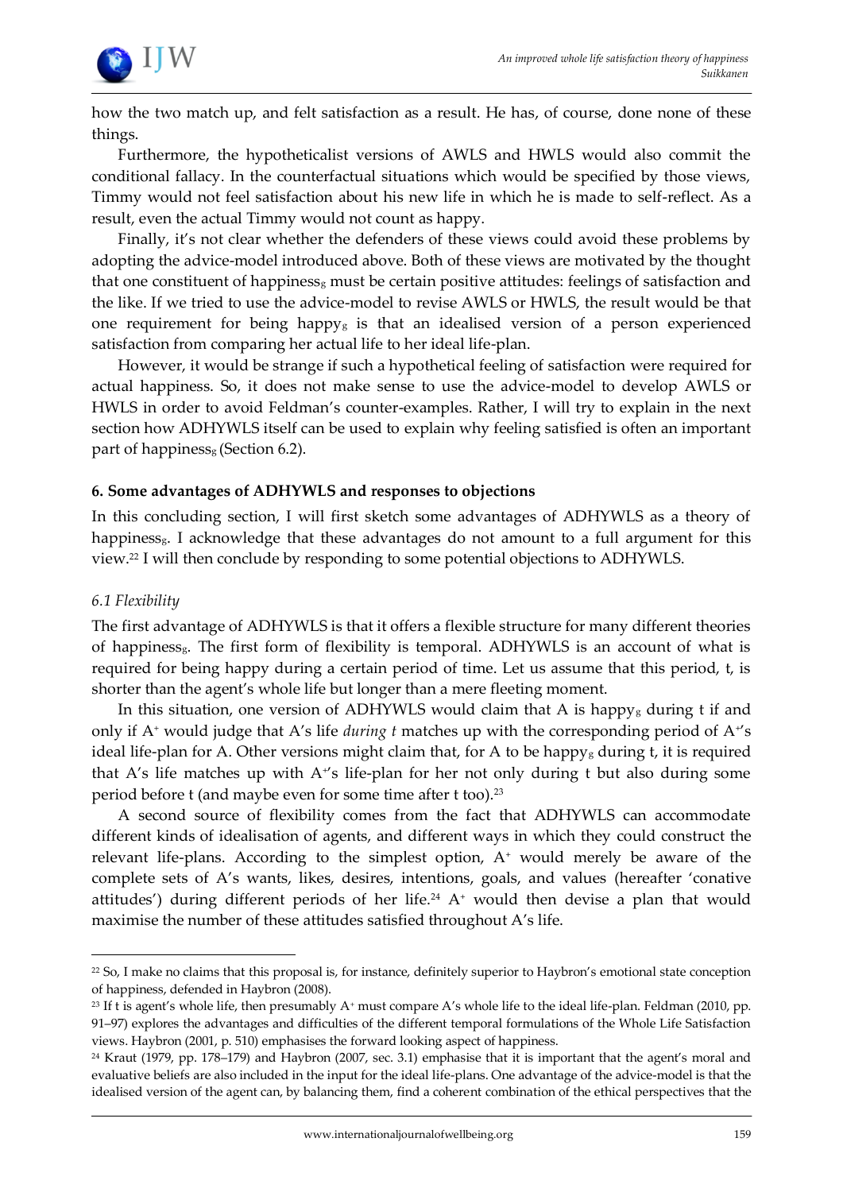how the two match up, and felt satisfaction as a result. He has, of course, done none of these things.

Furthermore, the hypotheticalist versions of AWLS and HWLS would also commit the conditional fallacy. In the counterfactual situations which would be specified by those views, Timmy would not feel satisfaction about his new life in which he is made to self-reflect. As a result, even the actual Timmy would not count as happy.

Finally, it's not clear whether the defenders of these views could avoid these problems by adopting the advice-model introduced above. Both of these views are motivated by the thought that one constituent of happiness$_g$ must be certain positive attitudes: feelings of satisfaction and the like. If we tried to use the advice-model to revise AWLS or HWLS, the result would be that one requirement for being happy$_g$ is that an idealised version of a person experienced satisfaction from comparing her actual life to her ideal life-plan.

However, it would be strange if such a hypothetical feeling of satisfaction were required for actual happiness. So, it does not make sense to use the advice-model to develop AWLS or HWLS in order to avoid Feldman's counter-examples. Rather, I will try to explain in the next section how ADHYWLS itself can be used to explain why feeling satisfied is often an important part of happiness$_g$ (Section 6.2).

## 6. Some advantages of ADHYWLS and responses to objections

In this concluding section, I will first sketch some advantages of ADHYWLS as a theory of happiness$_g$. I acknowledge that these advantages do not amount to a full argument for this view.[22] I will then conclude by responding to some potential objections to ADHYWLS.

### *6.1 Flexibility*

The first advantage of ADHYWLS is that it offers a flexible structure for many different theories of happiness$_g$. The first form of flexibility is temporal. ADHYWLS is an account of what is required for being happy during a certain period of time. Let us assume that this period, t, is shorter than the agent's whole life but longer than a mere fleeting moment.

In this situation, one version of ADHYWLS would claim that A is happy$_g$ during t if and only if $A^+$ would judge that A's life *during t* matches up with the corresponding period of $A^+$'s ideal life-plan for A. Other versions might claim that, for A to be happy$_g$ during t, it is required that A's life matches up with $A^+$'s life-plan for her not only during t but also during some period before t (and maybe even for some time after t too).[23]

A second source of flexibility comes from the fact that ADHYWLS can accommodate different kinds of idealisation of agents, and different ways in which they could construct the relevant life-plans. According to the simplest option, $A^+$ would merely be aware of the complete sets of A's wants, likes, desires, intentions, goals, and values (hereafter 'conative attitudes') during different periods of her life.[24] $A^+$ would then devise a plan that would maximise the number of these attitudes satisfied throughout A's life.

---

[22] So, I make no claims that this proposal is, for instance, definitely superior to Haybron's emotional state conception of happiness, defended in Haybron (2008).

[23] If t is agent's whole life, then presumably $A^+$ must compare A's whole life to the ideal life-plan. Feldman (2010, pp. 91–97) explores the advantages and difficulties of the different temporal formulations of the Whole Life Satisfaction views. Haybron (2001, p. 510) emphasises the forward looking aspect of happiness.

[24] Kraut (1979, pp. 178–179) and Haybron (2007, sec. 3.1) emphasise that it is important that the agent's moral and evaluative beliefs are also included in the input for the ideal life-plans. One advantage of the advice-model is that the idealised version of the agent can, by balancing them, find a coherent combination of the ethical perspectives that the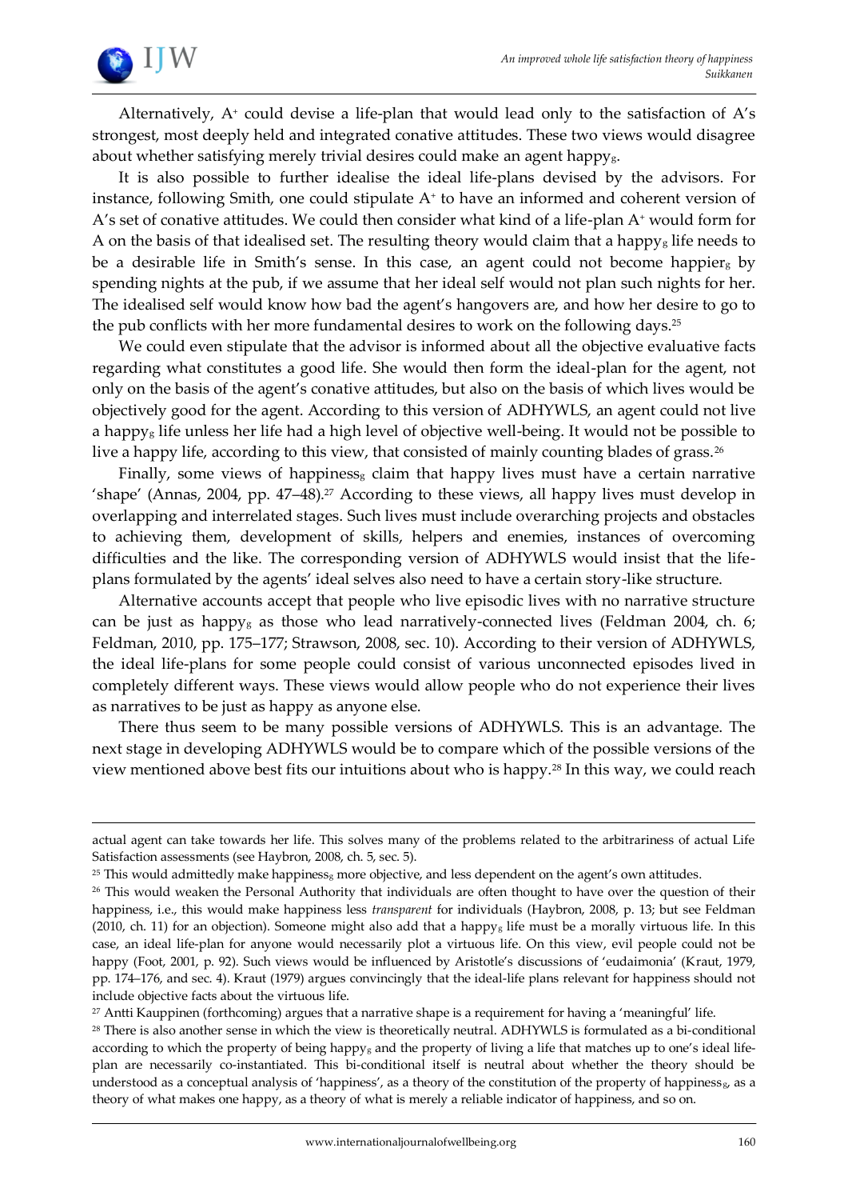Alternatively, $A^+$ could devise a life-plan that would lead only to the satisfaction of A's strongest, most deeply held and integrated conative attitudes. These two views would disagree about whether satisfying merely trivial desires could make an agent $happy_g$.

It is also possible to further idealise the ideal life-plans devised by the advisors. For instance, following Smith, one could stipulate $A^+$ to have an informed and coherent version of A's set of conative attitudes. We could then consider what kind of a life-plan $A^+$ would form for A on the basis of that idealised set. The resulting theory would claim that a $happy_g$ life needs to be a desirable life in Smith's sense. In this case, an agent could not become $happier_g$ by spending nights at the pub, if we assume that her ideal self would not plan such nights for her. The idealised self would know how bad the agent's hangovers are, and how her desire to go to the pub conflicts with her more fundamental desires to work on the following days.[25]

We could even stipulate that the advisor is informed about all the objective evaluative facts regarding what constitutes a good life. She would then form the ideal-plan for the agent, not only on the basis of the agent's conative attitudes, but also on the basis of which lives would be objectively good for the agent. According to this version of ADHYWLS, an agent could not live a $happy_g$ life unless her life had a high level of objective well-being. It would not be possible to live a happy life, according to this view, that consisted of mainly counting blades of grass.[26]

Finally, some views of $happiness_g$ claim that happy lives must have a certain narrative 'shape' (Annas, 2004, pp. 47–48).[27] According to these views, all happy lives must develop in overlapping and interrelated stages. Such lives must include overarching projects and obstacles to achieving them, development of skills, helpers and enemies, instances of overcoming difficulties and the like. The corresponding version of ADHYWLS would insist that the life-plans formulated by the agents' ideal selves also need to have a certain story-like structure.

Alternative accounts accept that people who live episodic lives with no narrative structure can be just as $happy_g$ as those who lead narratively-connected lives (Feldman 2004, ch. 6; Feldman, 2010, pp. 175–177; Strawson, 2008, sec. 10). According to their version of ADHYWLS, the ideal life-plans for some people could consist of various unconnected episodes lived in completely different ways. These views would allow people who do not experience their lives as narratives to be just as happy as anyone else.

There thus seem to be many possible versions of ADHYWLS. This is an advantage. The next stage in developing ADHYWLS would be to compare which of the possible versions of the view mentioned above best fits our intuitions about who is happy.[28] In this way, we could reach

---

actual agent can take towards her life. This solves many of the problems related to the arbitrariness of actual Life Satisfaction assessments (see Haybron, 2008, ch. 5, sec. 5).

[25] This would admittedly make $happiness_g$ more objective, and less dependent on the agent's own attitudes.

[26] This would weaken the Personal Authority that individuals are often thought to have over the question of their happiness, i.e., this would make happiness less *transparent* for individuals (Haybron, 2008, p. 13; but see Feldman (2010, ch. 11) for an objection). Someone might also add that a $happy_g$ life must be a morally virtuous life. In this case, an ideal life-plan for anyone would necessarily plot a virtuous life. On this view, evil people could not be happy (Foot, 2001, p. 92). Such views would be influenced by Aristotle's discussions of 'eudaimonia' (Kraut, 1979, pp. 174–176, and sec. 4). Kraut (1979) argues convincingly that the ideal-life plans relevant for happiness should not include objective facts about the virtuous life.

[27] Antti Kauppinen (forthcoming) argues that a narrative shape is a requirement for having a 'meaningful' life.

[28] There is also another sense in which the view is theoretically neutral. ADHYWLS is formulated as a bi-conditional according to which the property of being $happy_g$ and the property of living a life that matches up to one's ideal life-plan are necessarily co-instantiated. This bi-conditional itself is neutral about whether the theory should be understood as a conceptual analysis of 'happiness', as a theory of the constitution of the property of $happiness_g$, as a theory of what makes one happy, as a theory of what is merely a reliable indicator of happiness, and so on.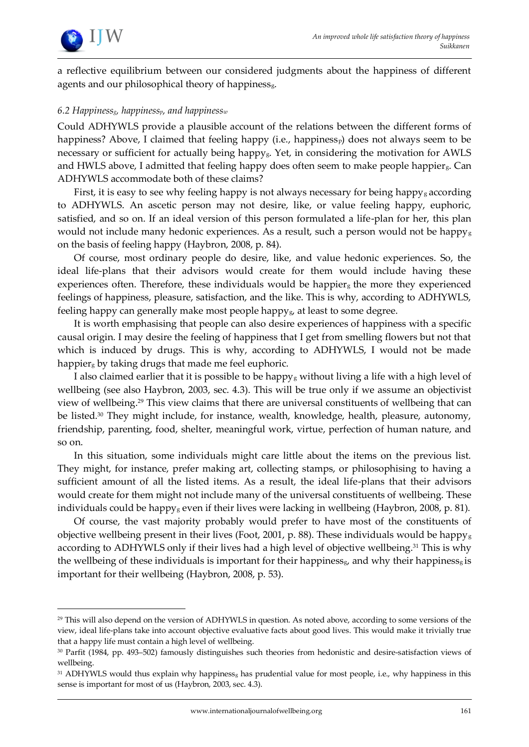a reflective equilibrium between our considered judgments about the happiness of different agents and our philosophical theory of happiness$_g$.

### *6.2 Happiness$_g$, happiness$_p$, and happiness$_w$*

Could ADHYWLS provide a plausible account of the relations between the different forms of happiness? Above, I claimed that feeling happy (i.e., happiness$_p$) does not always seem to be necessary or sufficient for actually being happy$_g$. Yet, in considering the motivation for AWLS and HWLS above, I admitted that feeling happy does often seem to make people happier$_g$. Can ADHYWLS accommodate both of these claims?

First, it is easy to see why feeling happy is not always necessary for being happy$_g$ according to ADHYWLS. An ascetic person may not desire, like, or value feeling happy, euphoric, satisfied, and so on. If an ideal version of this person formulated a life-plan for her, this plan would not include many hedonic experiences. As a result, such a person would not be happy$_g$ on the basis of feeling happy (Haybron, 2008, p. 84).

Of course, most ordinary people do desire, like, and value hedonic experiences. So, the ideal life-plans that their advisors would create for them would include having these experiences often. Therefore, these individuals would be happier$_g$ the more they experienced feelings of happiness, pleasure, satisfaction, and the like. This is why, according to ADHYWLS, feeling happy can generally make most people happy$_g$, at least to some degree.

It is worth emphasising that people can also desire experiences of happiness with a specific causal origin. I may desire the feeling of happiness that I get from smelling flowers but not that which is induced by drugs. This is why, according to ADHYWLS, I would not be made happier$_g$ by taking drugs that made me feel euphoric.

I also claimed earlier that it is possible to be happy$_g$ without living a life with a high level of wellbeing (see also Haybron, 2003, sec. 4.3). This will be true only if we assume an objectivist view of wellbeing.[29] This view claims that there are universal constituents of wellbeing that can be listed.[30] They might include, for instance, wealth, knowledge, health, pleasure, autonomy, friendship, parenting, food, shelter, meaningful work, virtue, perfection of human nature, and so on.

In this situation, some individuals might care little about the items on the previous list. They might, for instance, prefer making art, collecting stamps, or philosophising to having a sufficient amount of all the listed items. As a result, the ideal life-plans that their advisors would create for them might not include many of the universal constituents of wellbeing. These individuals could be happy$_g$ even if their lives were lacking in wellbeing (Haybron, 2008, p. 81).

Of course, the vast majority probably would prefer to have most of the constituents of objective wellbeing present in their lives (Foot, 2001, p. 88). These individuals would be happy$_g$ according to ADHYWLS only if their lives had a high level of objective wellbeing.[31] This is why the wellbeing of these individuals is important for their happiness$_g$, and why their happiness$_g$ is important for their wellbeing (Haybron, 2008, p. 53).

---

[29] This will also depend on the version of ADHYWLS in question. As noted above, according to some versions of the view, ideal life-plans take into account objective evaluative facts about good lives. This would make it trivially true that a happy life must contain a high level of wellbeing.

[30] Parfit (1984, pp. 493–502) famously distinguishes such theories from hedonistic and desire-satisfaction views of wellbeing.

[31] ADHYWLS would thus explain why happiness$_g$ has prudential value for most people, i.e., why happiness in this sense is important for most of us (Haybron, 2003, sec. 4.3).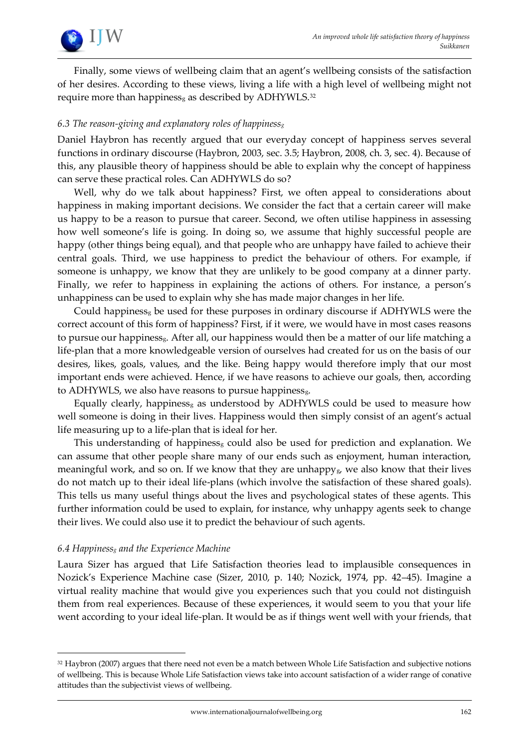Finally, some views of wellbeing claim that an agent's wellbeing consists of the satisfaction of her desires. According to these views, living a life with a high level of wellbeing might not require more than $\text{happiness}_g$ as described by ADHYWLS.[32]

### *6.3 The reason-giving and explanatory roles of $\text{happiness}_g$*

Daniel Haybron has recently argued that our everyday concept of happiness serves several functions in ordinary discourse (Haybron, 2003, sec. 3.5; Haybron, 2008, ch. 3, sec. 4). Because of this, any plausible theory of happiness should be able to explain why the concept of happiness can serve these practical roles. Can ADHYWLS do so?

Well, why do we talk about happiness? First, we often appeal to considerations about happiness in making important decisions. We consider the fact that a certain career will make us happy to be a reason to pursue that career. Second, we often utilise happiness in assessing how well someone's life is going. In doing so, we assume that highly successful people are happy (other things being equal), and that people who are unhappy have failed to achieve their central goals. Third, we use happiness to predict the behaviour of others. For example, if someone is unhappy, we know that they are unlikely to be good company at a dinner party. Finally, we refer to happiness in explaining the actions of others. For instance, a person's unhappiness can be used to explain why she has made major changes in her life.

Could $\text{happiness}_g$ be used for these purposes in ordinary discourse if ADHYWLS were the correct account of this form of happiness? First, if it were, we would have in most cases reasons to pursue our $\text{happiness}_g$. After all, our happiness would then be a matter of our life matching a life-plan that a more knowledgeable version of ourselves had created for us on the basis of our desires, likes, goals, values, and the like. Being happy would therefore imply that our most important ends were achieved. Hence, if we have reasons to achieve our goals, then, according to ADHYWLS, we also have reasons to pursue $\text{happiness}_g$.

Equally clearly, $\text{happiness}_g$ as understood by ADHYWLS could be used to measure how well someone is doing in their lives. Happiness would then simply consist of an agent's actual life measuring up to a life-plan that is ideal for her.

This understanding of $\text{happiness}_g$ could also be used for prediction and explanation. We can assume that other people share many of our ends such as enjoyment, human interaction, meaningful work, and so on. If we know that they are $\text{unhappy}_g$, we also know that their lives do not match up to their ideal life-plans (which involve the satisfaction of these shared goals). This tells us many useful things about the lives and psychological states of these agents. This further information could be used to explain, for instance, why unhappy agents seek to change their lives. We could also use it to predict the behaviour of such agents.

### *6.4 $\text{Happiness}_g$ and the Experience Machine*

Laura Sizer has argued that Life Satisfaction theories lead to implausible consequences in Nozick's Experience Machine case (Sizer, 2010, p. 140; Nozick, 1974, pp. 42–45). Imagine a virtual reality machine that would give you experiences such that you could not distinguish them from real experiences. Because of these experiences, it would seem to you that your life went according to your ideal life-plan. It would be as if things went well with your friends, that

---

[32] Haybron (2007) argues that there need not even be a match between Whole Life Satisfaction and subjective notions of wellbeing. This is because Whole Life Satisfaction views take into account satisfaction of a wider range of conative attitudes than the subjectivist views of wellbeing.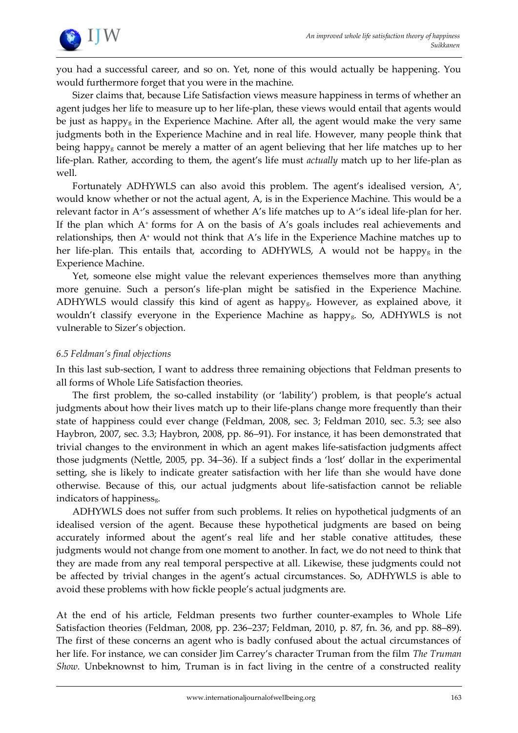you had a successful career, and so on. Yet, none of this would actually be happening. You would furthermore forget that you were in the machine.

Sizer claims that, because Life Satisfaction views measure happiness in terms of whether an agent judges her life to measure up to her life-plan, these views would entail that agents would be just as happy$_g$ in the Experience Machine. After all, the agent would make the very same judgments both in the Experience Machine and in real life. However, many people think that being happy$_g$ cannot be merely a matter of an agent believing that her life matches up to her life-plan. Rather, according to them, the agent's life must *actually* match up to her life-plan as well.

Fortunately ADHYWLS can also avoid this problem. The agent's idealised version, $A^+$, would know whether or not the actual agent, A, is in the Experience Machine. This would be a relevant factor in $A^+$'s assessment of whether A's life matches up to $A^+$'s ideal life-plan for her. If the plan which $A^+$ forms for A on the basis of A's goals includes real achievements and relationships, then $A^+$ would not think that A's life in the Experience Machine matches up to her life-plan. This entails that, according to ADHYWLS, A would not be happy$_g$ in the Experience Machine.

Yet, someone else might value the relevant experiences themselves more than anything more genuine. Such a person's life-plan might be satisfied in the Experience Machine. ADHYWLS would classify this kind of agent as happy$_g$. However, as explained above, it wouldn't classify everyone in the Experience Machine as happy$_g$. So, ADHYWLS is not vulnerable to Sizer's objection.

### *6.5 Feldman's final objections*

In this last sub-section, I want to address three remaining objections that Feldman presents to all forms of Whole Life Satisfaction theories.

The first problem, the so-called instability (or 'lability') problem, is that people's actual judgments about how their lives match up to their life-plans change more frequently than their state of happiness could ever change (Feldman, 2008, sec. 3; Feldman 2010, sec. 5.3; see also Haybron, 2007, sec. 3.3; Haybron, 2008, pp. 86–91). For instance, it has been demonstrated that trivial changes to the environment in which an agent makes life-satisfaction judgments affect those judgments (Nettle, 2005, pp. 34–36). If a subject finds a 'lost' dollar in the experimental setting, she is likely to indicate greater satisfaction with her life than she would have done otherwise. Because of this, our actual judgments about life-satisfaction cannot be reliable indicators of happiness$_g$.

ADHYWLS does not suffer from such problems. It relies on hypothetical judgments of an idealised version of the agent. Because these hypothetical judgments are based on being accurately informed about the agent's real life and her stable conative attitudes, these judgments would not change from one moment to another. In fact, we do not need to think that they are made from any real temporal perspective at all. Likewise, these judgments could not be affected by trivial changes in the agent's actual circumstances. So, ADHYWLS is able to avoid these problems with how fickle people's actual judgments are.

At the end of his article, Feldman presents two further counter-examples to Whole Life Satisfaction theories (Feldman, 2008, pp. 236–237; Feldman, 2010, p. 87, fn. 36, and pp. 88–89). The first of these concerns an agent who is badly confused about the actual circumstances of her life. For instance, we can consider Jim Carrey's character Truman from the film *The Truman Show*. Unbeknownst to him, Truman is in fact living in the centre of a constructed reality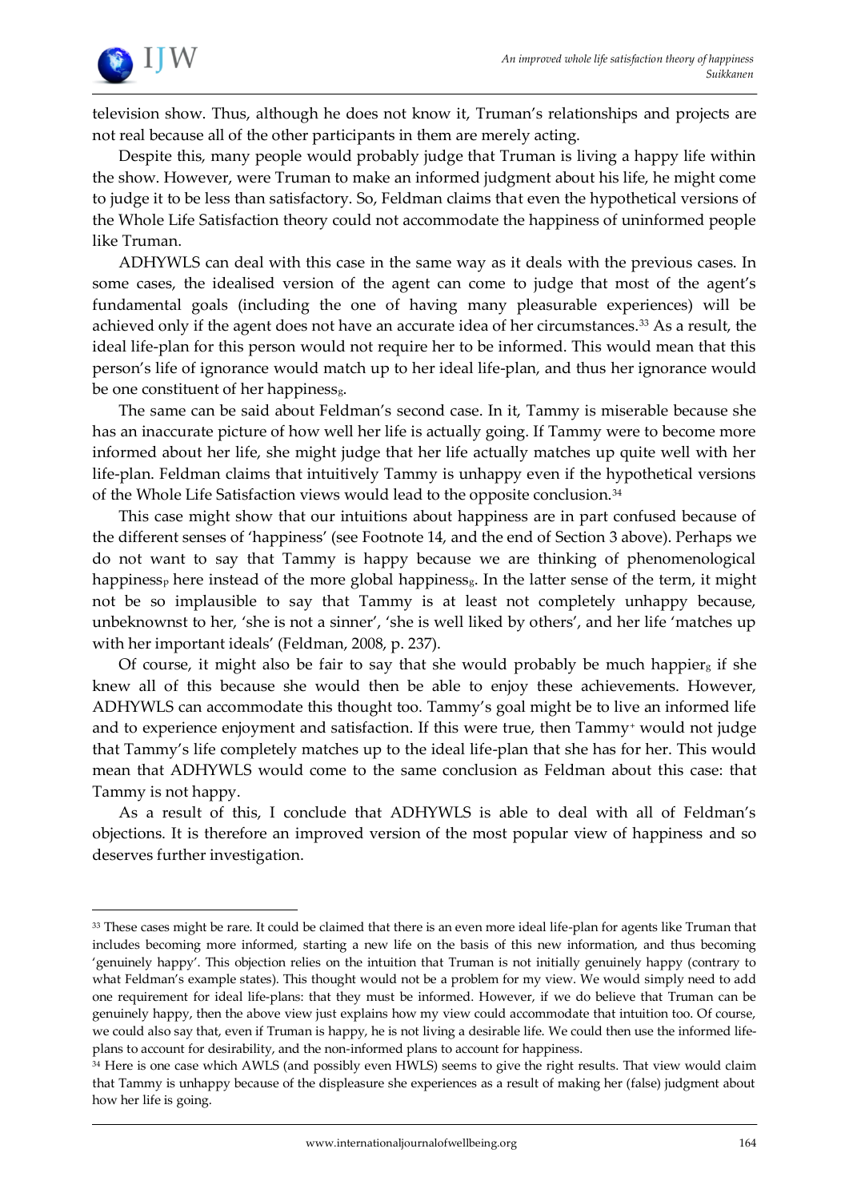television show. Thus, although he does not know it, Truman's relationships and projects are not real because all of the other participants in them are merely acting.

Despite this, many people would probably judge that Truman is living a happy life within the show. However, were Truman to make an informed judgment about his life, he might come to judge it to be less than satisfactory. So, Feldman claims that even the hypothetical versions of the Whole Life Satisfaction theory could not accommodate the happiness of uninformed people like Truman.

ADHYWLS can deal with this case in the same way as it deals with the previous cases. In some cases, the idealised version of the agent can come to judge that most of the agent's fundamental goals (including the one of having many pleasurable experiences) will be achieved only if the agent does not have an accurate idea of her circumstances.[33] As a result, the ideal life-plan for this person would not require her to be informed. This would mean that this person's life of ignorance would match up to her ideal life-plan, and thus her ignorance would be one constituent of her happiness$_g$.

The same can be said about Feldman's second case. In it, Tammy is miserable because she has an inaccurate picture of how well her life is actually going. If Tammy were to become more informed about her life, she might judge that her life actually matches up quite well with her life-plan. Feldman claims that intuitively Tammy is unhappy even if the hypothetical versions of the Whole Life Satisfaction views would lead to the opposite conclusion.[34]

This case might show that our intuitions about happiness are in part confused because of the different senses of 'happiness' (see Footnote 14, and the end of Section 3 above). Perhaps we do not want to say that Tammy is happy because we are thinking of phenomenological happiness$_p$ here instead of the more global happiness$_g$. In the latter sense of the term, it might not be so implausible to say that Tammy is at least not completely unhappy because, unbeknownst to her, 'she is not a sinner', 'she is well liked by others', and her life 'matches up with her important ideals' (Feldman, 2008, p. 237).

Of course, it might also be fair to say that she would probably be much happier$_g$ if she knew all of this because she would then be able to enjoy these achievements. However, ADHYWLS can accommodate this thought too. Tammy's goal might be to live an informed life and to experience enjoyment and satisfaction. If this were true, then Tammy$^+$ would not judge that Tammy's life completely matches up to the ideal life-plan that she has for her. This would mean that ADHYWLS would come to the same conclusion as Feldman about this case: that Tammy is not happy.

As a result of this, I conclude that ADHYWLS is able to deal with all of Feldman's objections. It is therefore an improved version of the most popular view of happiness and so deserves further investigation.

---

[33] These cases might be rare. It could be claimed that there is an even more ideal life-plan for agents like Truman that includes becoming more informed, starting a new life on the basis of this new information, and thus becoming 'genuinely happy'. This objection relies on the intuition that Truman is not initially genuinely happy (contrary to what Feldman's example states). This thought would not be a problem for my view. We would simply need to add one requirement for ideal life-plans: that they must be informed. However, if we do believe that Truman can be genuinely happy, then the above view just explains how my view could accommodate that intuition too. Of course, we could also say that, even if Truman is happy, he is not living a desirable life. We could then use the informed life-plans to account for desirability, and the non-informed plans to account for happiness.

[34] Here is one case which AWLS (and possibly even HWLS) seems to give the right results. That view would claim that Tammy is unhappy because of the displeasure she experiences as a result of making her (false) judgment about how her life is going.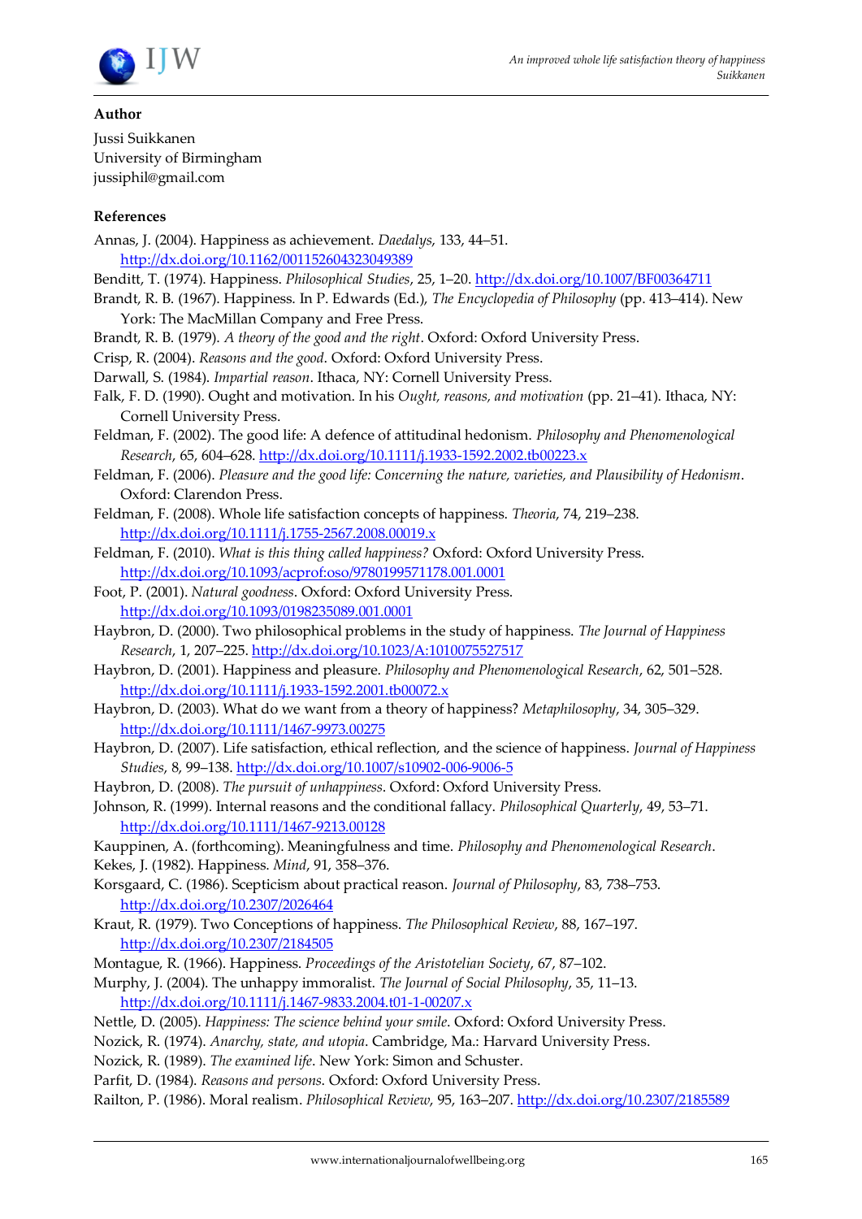**Author**

Jussi Suikkanen
University of Birmingham
jussiphil@gmail.com

**References**

Annas, J. (2004). Happiness as achievement. *Daedalys*, 133, 44–51. http://dx.doi.org/10.1162/001152604323049389

Benditt, T. (1974). Happiness. *Philosophical Studies*, 25, 1–20. http://dx.doi.org/10.1007/BF00364711

Brandt, R. B. (1967). Happiness. In P. Edwards (Ed.), *The Encyclopedia of Philosophy* (pp. 413–414). New York: The MacMillan Company and Free Press.

Brandt, R. B. (1979). *A theory of the good and the right*. Oxford: Oxford University Press.

Crisp, R. (2004). *Reasons and the good*. Oxford: Oxford University Press.

Darwall, S. (1984). *Impartial reason*. Ithaca, NY: Cornell University Press.

Falk, F. D. (1990). Ought and motivation. In his *Ought, reasons, and motivation* (pp. 21–41). Ithaca, NY: Cornell University Press.

Feldman, F. (2002). The good life: A defence of attitudinal hedonism. *Philosophy and Phenomenological Research*, 65, 604–628. http://dx.doi.org/10.1111/j.1933-1592.2002.tb00223.x

Feldman, F. (2006). *Pleasure and the good life: Concerning the nature, varieties, and Plausibility of Hedonism*. Oxford: Clarendon Press.

Feldman, F. (2008). Whole life satisfaction concepts of happiness. *Theoria*, 74, 219–238. http://dx.doi.org/10.1111/j.1755-2567.2008.00019.x

Feldman, F. (2010). *What is this thing called happiness?* Oxford: Oxford University Press. http://dx.doi.org/10.1093/acprof:oso/9780199571178.001.0001

Foot, P. (2001). *Natural goodness*. Oxford: Oxford University Press. http://dx.doi.org/10.1093/0198235089.001.0001

Haybron, D. (2000). Two philosophical problems in the study of happiness. *The Journal of Happiness Research*, 1, 207–225. http://dx.doi.org/10.1023/A:1010075527517

Haybron, D. (2001). Happiness and pleasure. *Philosophy and Phenomenological Research*, 62, 501–528. http://dx.doi.org/10.1111/j.1933-1592.2001.tb00072.x

Haybron, D. (2003). What do we want from a theory of happiness? *Metaphilosophy*, 34, 305–329. http://dx.doi.org/10.1111/1467-9973.00275

Haybron, D. (2007). Life satisfaction, ethical reflection, and the science of happiness. *Journal of Happiness Studies*, 8, 99–138. http://dx.doi.org/10.1007/s10902-006-9006-5

Haybron, D. (2008). *The pursuit of unhappiness*. Oxford: Oxford University Press.

Johnson, R. (1999). Internal reasons and the conditional fallacy. *Philosophical Quarterly*, 49, 53–71. http://dx.doi.org/10.1111/1467-9213.00128

Kauppinen, A. (forthcoming). Meaningfulness and time. *Philosophy and Phenomenological Research*.

Kekes, J. (1982). Happiness. *Mind*, 91, 358–376.

Korsgaard, C. (1986). Scepticism about practical reason. *Journal of Philosophy*, 83, 738–753. http://dx.doi.org/10.2307/2026464

Kraut, R. (1979). Two Conceptions of happiness. *The Philosophical Review*, 88, 167–197. http://dx.doi.org/10.2307/2184505

Montague, R. (1966). Happiness. *Proceedings of the Aristotelian Society*, 67, 87–102.

Murphy, J. (2004). The unhappy immoralist. *The Journal of Social Philosophy*, 35, 11–13. http://dx.doi.org/10.1111/j.1467-9833.2004.t01-1-00207.x

Nettle, D. (2005). *Happiness: The science behind your smile*. Oxford: Oxford University Press.

Nozick, R. (1974). *Anarchy, state, and utopia*. Cambridge, Ma.: Harvard University Press.

Nozick, R. (1989). *The examined life*. New York: Simon and Schuster.

Parfit, D. (1984). *Reasons and persons*. Oxford: Oxford University Press.

Railton, P. (1986). Moral realism. *Philosophical Review*, 95, 163–207. http://dx.doi.org/10.2307/2185589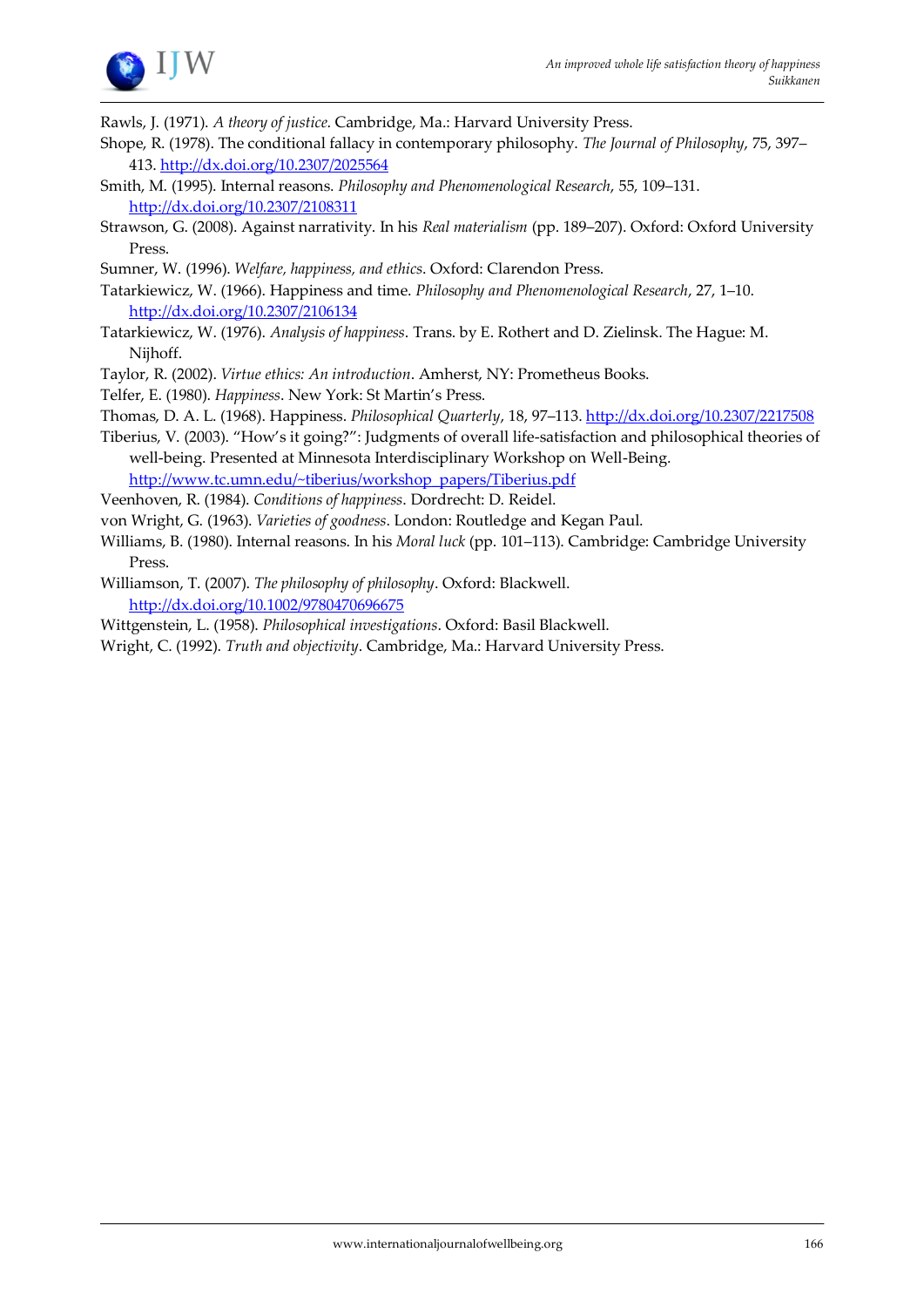Rawls, J. (1971). *A theory of justice*. Cambridge, Ma.: Harvard University Press.

Shope, R. (1978). The conditional fallacy in contemporary philosophy. *The Journal of Philosophy*, 75, 397–413. http://dx.doi.org/10.2307/2025564

Smith, M. (1995). Internal reasons. *Philosophy and Phenomenological Research*, 55, 109–131. http://dx.doi.org/10.2307/2108311

Strawson, G. (2008). Against narrativity. In his *Real materialism* (pp. 189–207). Oxford: Oxford University Press.

Sumner, W. (1996). *Welfare, happiness, and ethics*. Oxford: Clarendon Press.

Tatarkiewicz, W. (1966). Happiness and time. *Philosophy and Phenomenological Research*, 27, 1–10. http://dx.doi.org/10.2307/2106134

Tatarkiewicz, W. (1976). *Analysis of happiness*. Trans. by E. Rothert and D. Zielinsk. The Hague: M. Nijhoff.

Taylor, R. (2002). *Virtue ethics: An introduction*. Amherst, NY: Prometheus Books.

Telfer, E. (1980). *Happiness*. New York: St Martin's Press.

Thomas, D. A. L. (1968). Happiness. *Philosophical Quarterly*, 18, 97–113. http://dx.doi.org/10.2307/2217508

Tiberius, V. (2003). "How's it going?": Judgments of overall life-satisfaction and philosophical theories of well-being. Presented at Minnesota Interdisciplinary Workshop on Well-Being. http://www.tc.umn.edu/~tiberius/workshop_papers/Tiberius.pdf

Veenhoven, R. (1984). *Conditions of happiness*. Dordrecht: D. Reidel.

von Wright, G. (1963). *Varieties of goodness*. London: Routledge and Kegan Paul.

Williams, B. (1980). Internal reasons. In his *Moral luck* (pp. 101–113). Cambridge: Cambridge University Press.

Williamson, T. (2007). *The philosophy of philosophy*. Oxford: Blackwell. http://dx.doi.org/10.1002/9780470696675

Wittgenstein, L. (1958). *Philosophical investigations*. Oxford: Basil Blackwell.

Wright, C. (1992). *Truth and objectivity*. Cambridge, Ma.: Harvard University Press.